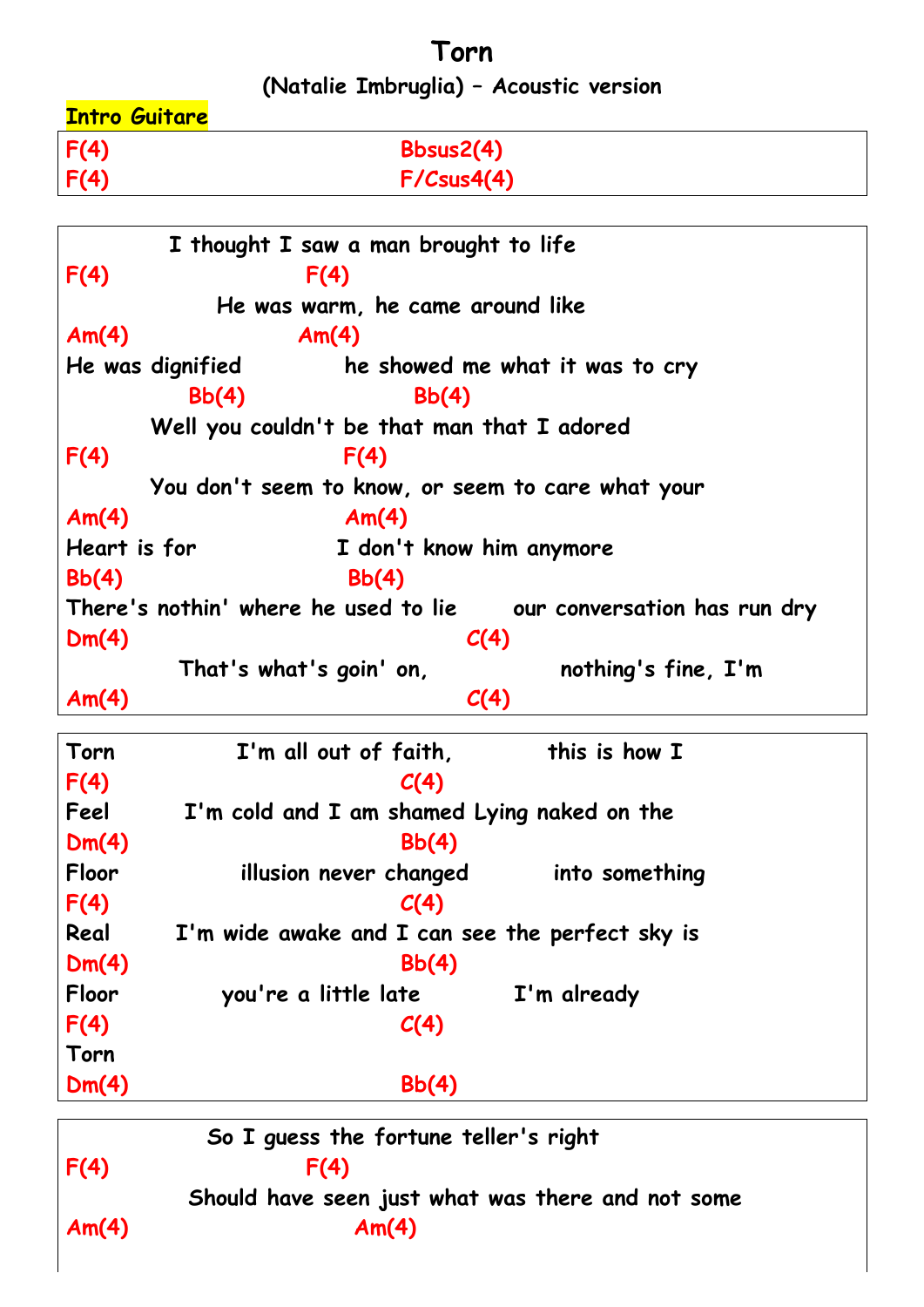# Torn

## (Natalie Imbruglia) – Acoustic version

**Intro Guitare**

```
F(4)                               Bbsus2(4)
F(4)                               F/Csus4(4)
```

```
         I thought I saw a man brought to life
F(4)                  F(4)
              He was warm, he came around like
Am(4)                 Am(4)
He was dignified            he showed me what it was to cry
          Bb(4)                 Bb(4)
        Well you couldn't be that man that I adored
F(4)                         F(4)
        You don't seem to know, or seem to care what your
Am(4)                        Am(4)
Heart is for                I don't know him anymore
Bb(4)                        Bb(4)
There's nothin' where he used to lie      our conversation has run dry
Dm(4)                                  C(4)
          That's what's goin' on,              nothing's fine, I'm
Am(4)                                  C(4)
```

```
Torn              I'm all out of faith,           this is how I
F(4)                                C(4)
Feel       I'm cold and I am shamed Lying naked on the
Dm(4)                               Bb(4)
Floor             illusion never changed          into something
F(4)                                C(4)
Real      I'm wide awake and I can see the perfect sky is
Dm(4)                               Bb(4)
Floor            you're a little late           I'm already
F(4)                                C(4)
Torn
Dm(4)                               Bb(4)
```

```
              So I guess the fortune teller's right
F(4)                  F(4)
             Should have seen just what was there and not some
Am(4)                      Am(4)
```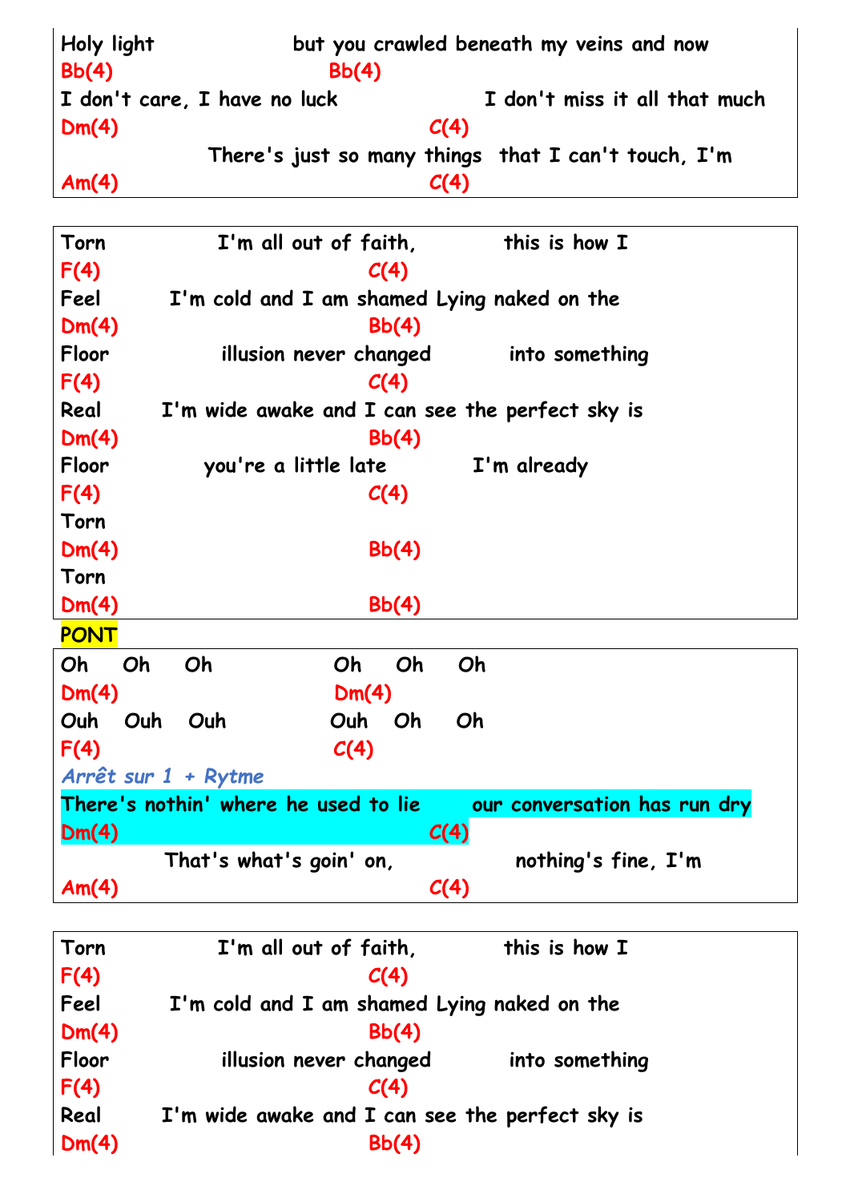```
Holy light                but you crawled beneath my veins and now
Bb(4)                     Bb(4)
I don't care, I have no luck               I don't miss it all that much
Dm(4)                                      C(4)
               There's just so many things  that I can't touch, I'm
Am(4)                                      C(4)
```

```
Torn            I'm all out of faith,          this is how I
F(4)                              C(4)
Feel       I'm cold and I am shamed Lying naked on the
Dm(4)                             Bb(4)
Floor            illusion never changed         into something
F(4)                              C(4)
Real     I'm wide awake and I can see the perfect sky is
Dm(4)                             Bb(4)
Floor           you're a little late          I'm already
F(4)                              C(4)
Torn
Dm(4)                             Bb(4)
Torn
Dm(4)                             Bb(4)
```

**PONT**

```
Oh    Oh    Oh              Oh    Oh    Oh
Dm(4)                       Dm(4)
Ouh   Ouh   Ouh             Ouh   Oh    Oh
F(4)                        C(4)
```

*Arrêt sur 1 + Rytme*

```
There's nothin' where he used to lie       our conversation has run dry
Dm(4)                                      C(4)
           That's what's goin' on,              nothing's fine, I'm
Am(4)                                      C(4)
```

```
Torn            I'm all out of faith,          this is how I
F(4)                              C(4)
Feel       I'm cold and I am shamed Lying naked on the
Dm(4)                             Bb(4)
Floor            illusion never changed         into something
F(4)                              C(4)
Real     I'm wide awake and I can see the perfect sky is
Dm(4)                             Bb(4)
```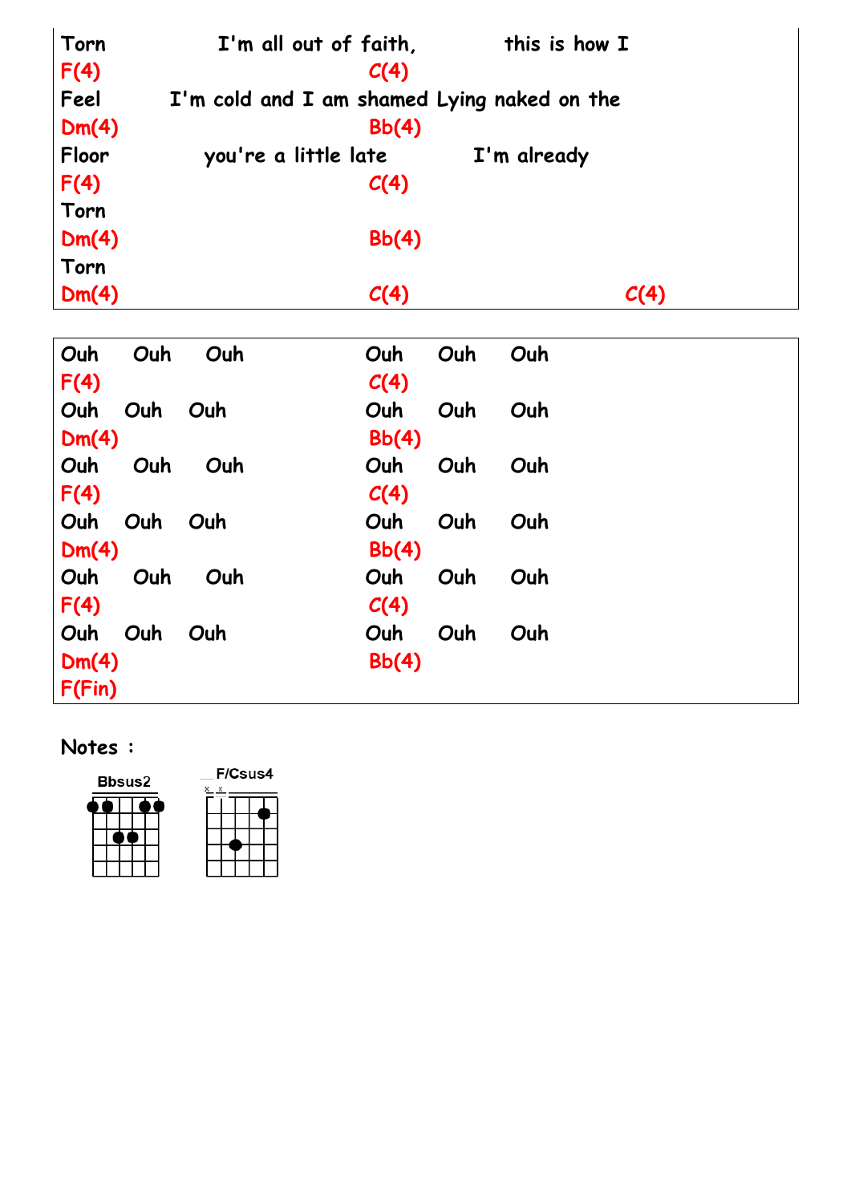| |
|---|
| Torn I'm all out of faith, this is how I |
| F(4) C(4) |
| Feel I'm cold and I am shamed Lying naked on the |
| Dm(4) Bb(4) |
| Floor you're a little late I'm already |
| F(4) C(4) |
| Torn |
| Dm(4) Bb(4) |
| Torn |
| Dm(4) C(4) C(4) |

| |
|---|
| Ouh Ouh Ouh Ouh Ouh Ouh |
| F(4) C(4) |
| Ouh Ouh Ouh Ouh Ouh Ouh |
| Dm(4) Bb(4) |
| Ouh Ouh Ouh Ouh Ouh Ouh |
| F(4) C(4) |
| Ouh Ouh Ouh Ouh Ouh Ouh |
| Dm(4) Bb(4) |
| Ouh Ouh Ouh Ouh Ouh Ouh |
| F(4) C(4) |
| Ouh Ouh Ouh Ouh Ouh Ouh |
| Dm(4) Bb(4) |
| F(Fin) |

Notes :

Bbsus2

F/Csus4

x x